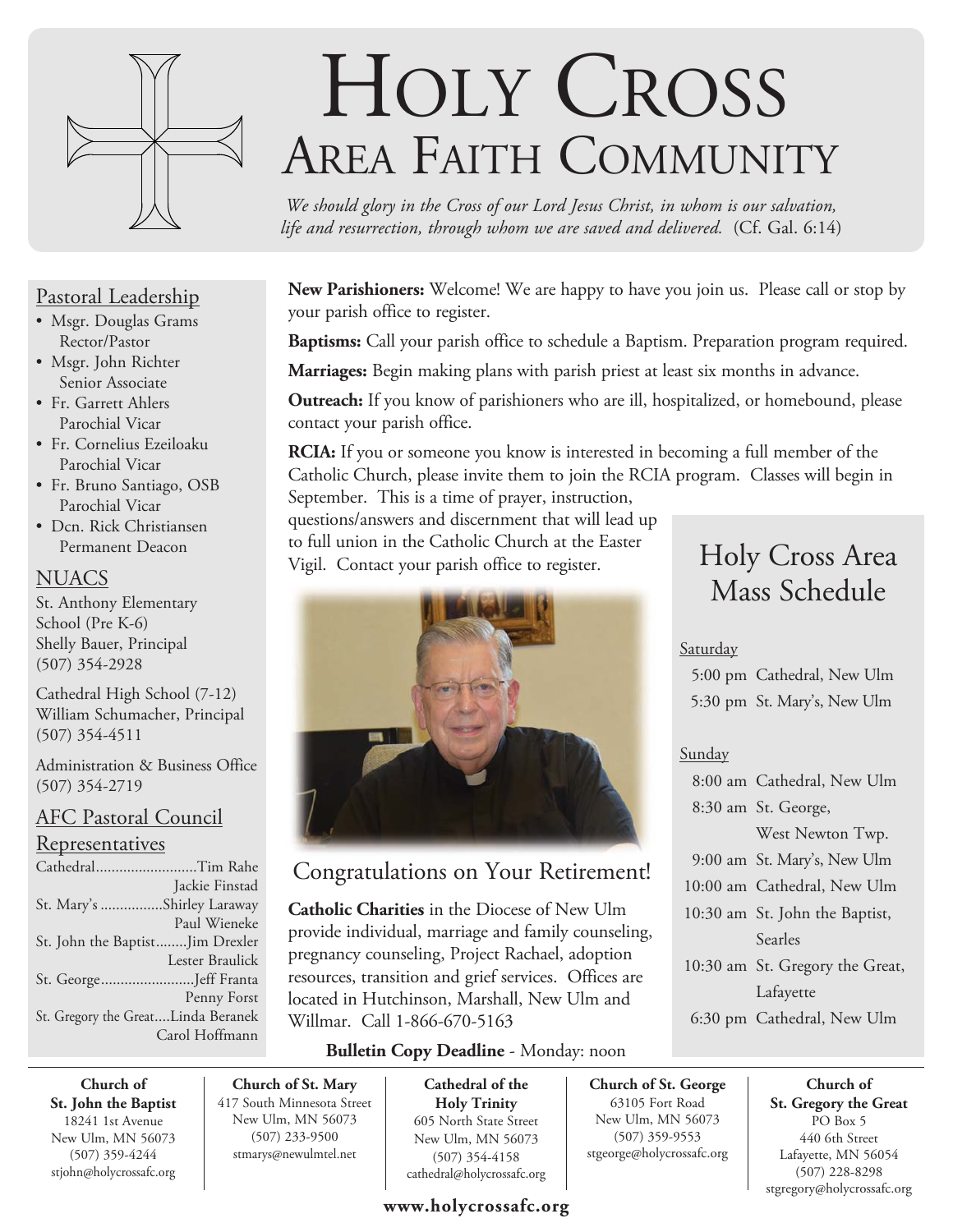# Holy Cross Area Faith Community

*We should glory in the Cross of our Lord Jesus Christ, in whom is our salvation, life and resurrection, through whom we are saved and delivered.* (Cf. Gal. 6:14)

## Pastoral Leadership

- Msgr. Douglas Grams  
  Rector/Pastor
- Msgr. John Richter  
  Senior Associate
- Fr. Garrett Ahlers  
  Parochial Vicar
- Fr. Cornelius Ezeiloaku  
  Parochial Vicar
- Fr. Bruno Santiago, OSB  
  Parochial Vicar
- Dcn. Rick Christiansen  
  Permanent Deacon

## NUACS

St. Anthony Elementary School (Pre K-6)  
Shelly Bauer, Principal  
(507) 354-2928

Cathedral High School (7-12)  
William Schumacher, Principal  
(507) 354-4511

Administration & Business Office  
(507) 354-2719

## AFC Pastoral Council Representatives

Cathedral..........................Tim Rahe  
Jackie Finstad  
St. Mary's ................Shirley Laraway  
Paul Wieneke  
St. John the Baptist........Jim Drexler  
Lester Braulick  
St. George........................Jeff Franta  
Penny Forst  
St. Gregory the Great....Linda Beranek  
Carol Hoffmann

**New Parishioners:** Welcome! We are happy to have you join us. Please call or stop by your parish office to register.

**Baptisms:** Call your parish office to schedule a Baptism. Preparation program required.

**Marriages:** Begin making plans with parish priest at least six months in advance.

**Outreach:** If you know of parishioners who are ill, hospitalized, or homebound, please contact your parish office.

**RCIA:** If you or someone you know is interested in becoming a full member of the Catholic Church, please invite them to join the RCIA program. Classes will begin in September. This is a time of prayer, instruction, questions/answers and discernment that will lead up to full union in the Catholic Church at the Easter Vigil. Contact your parish office to register.

## Congratulations on Your Retirement!

**Catholic Charities** in the Diocese of New Ulm provide individual, marriage and family counseling, pregnancy counseling, Project Rachael, adoption resources, transition and grief services. Offices are located in Hutchinson, Marshall, New Ulm and Willmar. Call 1-866-670-5163

**Bulletin Copy Deadline** - Monday: noon

## Holy Cross Area Mass Schedule

Saturday

- 5:00 pm Cathedral, New Ulm
- 5:30 pm St. Mary's, New Ulm

Sunday

- 8:00 am Cathedral, New Ulm
- 8:30 am St. George, West Newton Twp.
- 9:00 am St. Mary's, New Ulm
- 10:00 am Cathedral, New Ulm
- 10:30 am St. John the Baptist, Searles
- 10:30 am St. Gregory the Great, Lafayette
- 6:30 pm Cathedral, New Ulm

**Church of St. John the Baptist**  
18241 1st Avenue  
New Ulm, MN 56073  
(507) 359-4244  
stjohn@holycrossafc.org

**Church of St. Mary**  
417 South Minnesota Street  
New Ulm, MN 56073  
(507) 233-9500  
stmarys@newulmtel.net

**Cathedral of the Holy Trinity**  
605 North State Street  
New Ulm, MN 56073  
(507) 354-4158  
cathedral@holycrossafc.org

**Church of St. George**  
63105 Fort Road  
New Ulm, MN 56073  
(507) 359-9553  
stgeorge@holycrossafc.org

**Church of St. Gregory the Great**  
PO Box 5  
440 6th Street  
Lafayette, MN 56054  
(507) 228-8298  
stgregory@holycrossafc.org

**www.holycrossafc.org**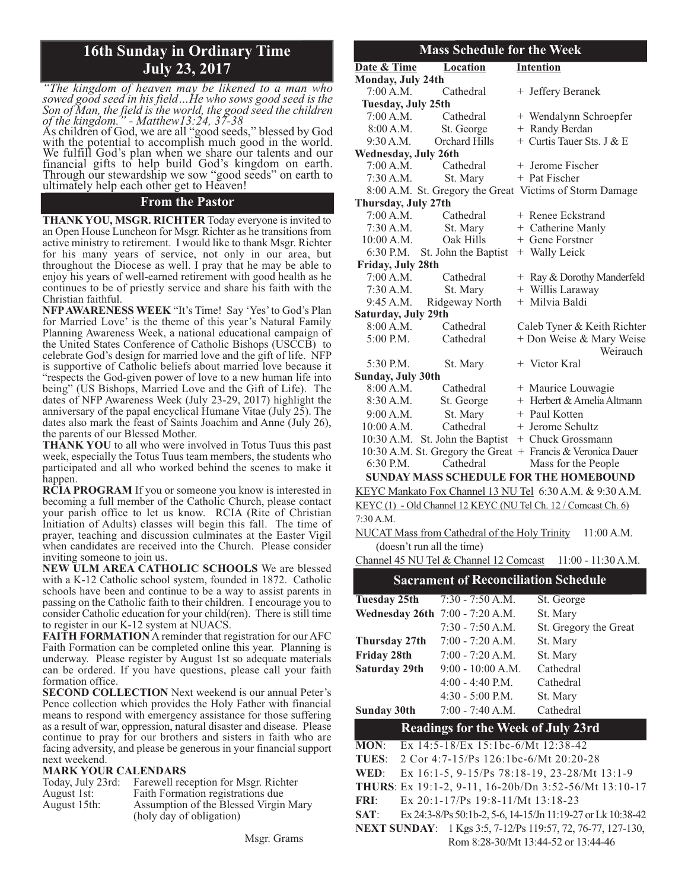# 16th Sunday in Ordinary Time
## July 23, 2017

*"The kingdom of heaven may be likened to a man who sowed good seed in his field…He who sows good seed is the Son of Man, the field is the world, the good seed the children of the kingdom." - Matthew13:24, 37-38*

As children of God, we are all "good seeds," blessed by God with the potential to accomplish much good in the world. We fulfill God's plan when we share our talents and our financial gifts to help build God's kingdom on earth. Through our stewardship we sow "good seeds" on earth to ultimately help each other get to Heaven!

## From the Pastor

**THANK YOU, MSGR. RICHTER** Today everyone is invited to an Open House Luncheon for Msgr. Richter as he transitions from active ministry to retirement. I would like to thank Msgr. Richter for his many years of service, not only in our area, but throughout the Diocese as well. I pray that he may be able to enjoy his years of well-earned retirement with good health as he continues to be of priestly service and share his faith with the Christian faithful.

**NFP AWARENESS WEEK** "It's Time! Say 'Yes' to God's Plan for Married Love' is the theme of this year's Natural Family Planning Awareness Week, a national educational campaign of the United States Conference of Catholic Bishops (USCCB) to celebrate God's design for married love and the gift of life. NFP is supportive of Catholic beliefs about married love because it "respects the God-given power of love to a new human life into being" (US Bishops, Married Love and the Gift of Life). The dates of NFP Awareness Week (July 23-29, 2017) highlight the anniversary of the papal encyclical Humane Vitae (July 25). The dates also mark the feast of Saints Joachim and Anne (July 26), the parents of our Blessed Mother.

**THANK YOU** to all who were involved in Totus Tuus this past week, especially the Totus Tuus team members, the students who participated and all who worked behind the scenes to make it happen.

**RCIA PROGRAM** If you or someone you know is interested in becoming a full member of the Catholic Church, please contact your parish office to let us know. RCIA (Rite of Christian Initiation of Adults) classes will begin this fall. The time of prayer, teaching and discussion culminates at the Easter Vigil when candidates are received into the Church. Please consider inviting someone to join us.

**NEW ULM AREA CATHOLIC SCHOOLS** We are blessed with a K-12 Catholic school system, founded in 1872. Catholic schools have been and continue to be a way to assist parents in passing on the Catholic faith to their children. I encourage you to consider Catholic education for your child(ren). There is still time to register in our K-12 system at NUACS.

**FAITH FORMATION** A reminder that registration for our AFC Faith Formation can be completed online this year. Planning is underway. Please register by August 1st so adequate materials can be ordered. If you have questions, please call your faith formation office.

**SECOND COLLECTION** Next weekend is our annual Peter's Pence collection which provides the Holy Father with financial means to respond with emergency assistance for those suffering as a result of war, oppression, natural disaster and disease. Please continue to pray for our brothers and sisters in faith who are facing adversity, and please be generous in your financial support next weekend.

**MARK YOUR CALENDARS**

| | |
|---|---|
| Today, July 23rd: | Farewell reception for Msgr. Richter |
| August 1st: | Faith Formation registrations due |
| August 15th: | Assumption of the Blessed Virgin Mary (holy day of obligation) |

Msgr. Grams

## Mass Schedule for the Week

| Date & Time | Location | Intention |
|---|---|---|
| **Monday, July 24th** | | |
| 7:00 A.M. | Cathedral | + Jeffery Beranek |
| **Tuesday, July 25th** | | |
| 7:00 A.M. | Cathedral | + Wendalynn Schroepfer |
| 8:00 A.M. | St. George | + Randy Berdan |
| 9:30 A.M. | Orchard Hills | + Curtis Tauer Sts. J & E |
| **Wednesday, July 26th** | | |
| 7:00 A.M. | Cathedral | + Jerome Fischer |
| 7:30 A.M. | St. Mary | + Pat Fischer |
| 8:00 A.M. | St. Gregory the Great | Victims of Storm Damage |
| **Thursday, July 27th** | | |
| 7:00 A.M. | Cathedral | + Renee Eckstrand |
| 7:30 A.M. | St. Mary | + Catherine Manly |
| 10:00 A.M. | Oak Hills | + Gene Forstner |
| 6:30 P.M. | St. John the Baptist | + Wally Leick |
| **Friday, July 28th** | | |
| 7:00 A.M. | Cathedral | + Ray & Dorothy Manderfeld |
| 7:30 A.M. | St. Mary | + Willis Laraway |
| 9:45 A.M. | Ridgeway North | + Milvia Baldi |
| **Saturday, July 29th** | | |
| 8:00 A.M. | Cathedral | Caleb Tyner & Keith Richter |
| 5:00 P.M. | Cathedral | + Don Weise & Mary Weise Weirauch |
| 5:30 P.M. | St. Mary | + Victor Kral |
| **Sunday, July 30th** | | |
| 8:00 A.M. | Cathedral | + Maurice Louwagie |
| 8:30 A.M. | St. George | + Herbert & Amelia Altmann |
| 9:00 A.M. | St. Mary | + Paul Kotten |
| 10:00 A.M. | Cathedral | + Jerome Schultz |
| 10:30 A.M. | St. John the Baptist | + Chuck Grossmann |
| 10:30 A.M. | St. Gregory the Great | + Francis & Veronica Dauer |
| 6:30 P.M. | Cathedral | Mass for the People |

**SUNDAY MASS SCHEDULE FOR THE HOMEBOUND**

KEYC Mankato Fox Channel 13 NU Tel 6:30 A.M. & 9:30 A.M.

KEYC (1) - Old Channel 12 KEYC (NU Tel Ch. 12 / Comcast Ch. 6) 7:30 A.M.

NUCAT Mass from Cathedral of the Holy Trinity 11:00 A.M. (doesn't run all the time)

Channel 45 NU Tel & Channel 12 Comcast 11:00 - 11:30 A.M.

## Sacrament of Reconciliation Schedule

| | | |
|---|---|---|
| **Tuesday 25th** | 7:30 - 7:50 A.M. | St. George |
| **Wednesday 26th** | 7:00 - 7:20 A.M. | St. Mary |
| | 7:30 - 7:50 A.M. | St. Gregory the Great |
| **Thursday 27th** | 7:00 - 7:20 A.M. | St. Mary |
| **Friday 28th** | 7:00 - 7:20 A.M. | St. Mary |
| **Saturday 29th** | 9:00 - 10:00 A.M. | Cathedral |
| | 4:00 - 4:40 P.M. | Cathedral |
| | 4:30 - 5:00 P.M. | St. Mary |
| **Sunday 30th** | 7:00 - 7:40 A.M. | Cathedral |

## Readings for the Week of July 23rd

**MON**: Ex 14:5-18/Ex 15:1bc-6/Mt 12:38-42

**TUES**: 2 Cor 4:7-15/Ps 126:1bc-6/Mt 20:20-28

**WED**: Ex 16:1-5, 9-15/Ps 78:18-19, 23-28/Mt 13:1-9

**THURS**: Ex 19:1-2, 9-11, 16-20b/Dn 3:52-56/Mt 13:10-17

**FRI**: Ex 20:1-17/Ps 19:8-11/Mt 13:18-23

**SAT**: Ex 24:3-8/Ps 50:1b-2, 5-6, 14-15/Jn 11:19-27 or Lk 10:38-42

**NEXT SUNDAY**: 1 Kgs 3:5, 7-12/Ps 119:57, 72, 76-77, 127-130, Rom 8:28-30/Mt 13:44-52 or 13:44-46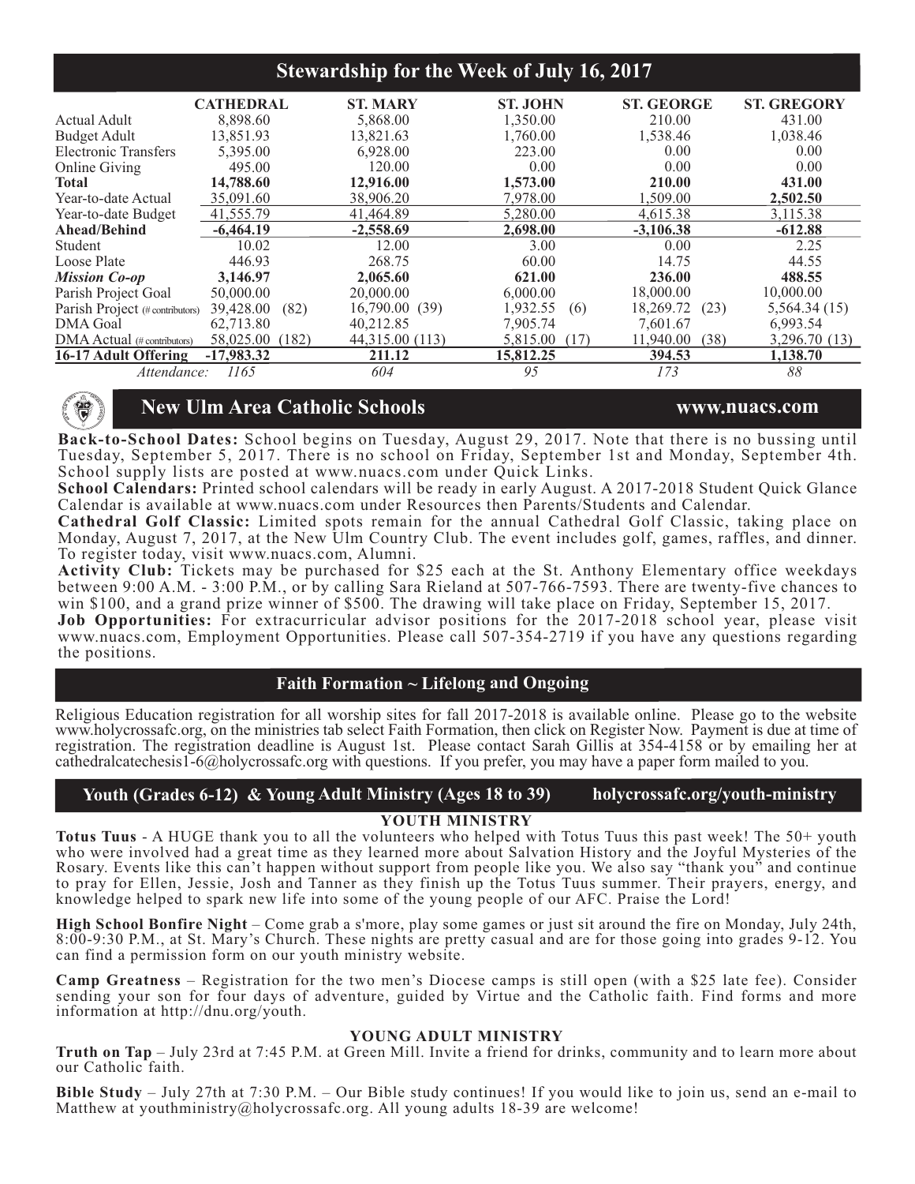## Stewardship for the Week of July 16, 2017

| | CATHEDRAL | ST. MARY | ST. JOHN | ST. GEORGE | ST. GREGORY |
|---|---|---|---|---|---|
| Actual Adult | 8,898.60 | 5,868.00 | 1,350.00 | 210.00 | 431.00 |
| Budget Adult | 13,851.93 | 13,821.63 | 1,760.00 | 1,538.46 | 1,038.46 |
| Electronic Transfers | 5,395.00 | 6,928.00 | 223.00 | 0.00 | 0.00 |
| Online Giving | 495.00 | 120.00 | 0.00 | 0.00 | 0.00 |
| **Total** | **14,788.60** | **12,916.00** | **1,573.00** | **210.00** | **431.00** |
| Year-to-date Actual | 35,091.60 | 38,906.20 | 7,978.00 | 1,509.00 | **2,502.50** |
| Year-to-date Budget | 41,555.79 | 41,464.89 | 5,280.00 | 4,615.38 | 3,115.38 |
| **Ahead/Behind** | **-6,464.19** | **-2,558.69** | **2,698.00** | **-3,106.38** | **-612.88** |
| Student | 10.02 | 12.00 | 3.00 | 0.00 | 2.25 |
| Loose Plate | 446.93 | 268.75 | 60.00 | 14.75 | 44.55 |
| ***Mission Co-op*** | **3,146.97** | **2,065.60** | **621.00** | **236.00** | **488.55** |
| Parish Project Goal | 50,000.00 | 20,000.00 | 6,000.00 | 18,000.00 | 10,000.00 |
| Parish Project (# contributors) | 39,428.00 (82) | 16,790.00 (39) | 1,932.55 (6) | 18,269.72 (23) | 5,564.34 (15) |
| DMA Goal | 62,713.80 | 40,212.85 | 7,905.74 | 7,601.67 | 6,993.54 |
| DMA Actual (# contributors) | 58,025.00 (182) | 44,315.00 (113) | 5,815.00 (17) | 11,940.00 (38) | 3,296.70 (13) |
| **16-17 Adult Offering** | **-17,983.32** | **211.12** | **15,812.25** | **394.53** | **1,138.70** |
| *Attendance:* | *1165* | *604* | *95* | *173* | *88* |

## New Ulm Area Catholic Schools www.nuacs.com

**Back-to-School Dates:** School begins on Tuesday, August 29, 2017. Note that there is no bussing until Tuesday, September 5, 2017. There is no school on Friday, September 1st and Monday, September 4th. School supply lists are posted at www.nuacs.com under Quick Links.

**School Calendars:** Printed school calendars will be ready in early August. A 2017-2018 Student Quick Glance Calendar is available at www.nuacs.com under Resources then Parents/Students and Calendar.

**Cathedral Golf Classic:** Limited spots remain for the annual Cathedral Golf Classic, taking place on Monday, August 7, 2017, at the New Ulm Country Club. The event includes golf, games, raffles, and dinner. To register today, visit www.nuacs.com, Alumni.

**Activity Club:** Tickets may be purchased for $25 each at the St. Anthony Elementary office weekdays between 9:00 A.M. - 3:00 P.M., or by calling Sara Rieland at 507-766-7593. There are twenty-five chances to win $100, and a grand prize winner of $500. The drawing will take place on Friday, September 15, 2017.

**Job Opportunities:** For extracurricular advisor positions for the 2017-2018 school year, please visit www.nuacs.com, Employment Opportunities. Please call 507-354-2719 if you have any questions regarding the positions.

## Faith Formation ~ Lifelong and Ongoing

Religious Education registration for all worship sites for fall 2017-2018 is available online. Please go to the website www.holycrossafc.org, on the ministries tab select Faith Formation, then click on Register Now. Payment is due at time of registration. The registration deadline is August 1st. Please contact Sarah Gillis at 354-4158 or by emailing her at cathedralcatechesis1-6@holycrossafc.org with questions. If you prefer, you may have a paper form mailed to you.

## Youth (Grades 6-12) & Young Adult Ministry (Ages 18 to 39) holycrossafc.org/youth-ministry

### YOUTH MINISTRY

**Totus Tuus** - A HUGE thank you to all the volunteers who helped with Totus Tuus this past week! The 50+ youth who were involved had a great time as they learned more about Salvation History and the Joyful Mysteries of the Rosary. Events like this can't happen without support from people like you. We also say "thank you" and continue to pray for Ellen, Jessie, Josh and Tanner as they finish up the Totus Tuus summer. Their prayers, energy, and knowledge helped to spark new life into some of the young people of our AFC. Praise the Lord!

**High School Bonfire Night** – Come grab a s'more, play some games or just sit around the fire on Monday, July 24th, 8:00-9:30 P.M., at St. Mary's Church. These nights are pretty casual and are for those going into grades 9-12. You can find a permission form on our youth ministry website.

**Camp Greatness** – Registration for the two men's Diocese camps is still open (with a $25 late fee). Consider sending your son for four days of adventure, guided by Virtue and the Catholic faith. Find forms and more information at http://dnu.org/youth.

### YOUNG ADULT MINISTRY

**Truth on Tap** – July 23rd at 7:45 P.M. at Green Mill. Invite a friend for drinks, community and to learn more about our Catholic faith.

**Bible Study** – July 27th at 7:30 P.M. – Our Bible study continues! If you would like to join us, send an e-mail to Matthew at youthministry@holycrossafc.org. All young adults 18-39 are welcome!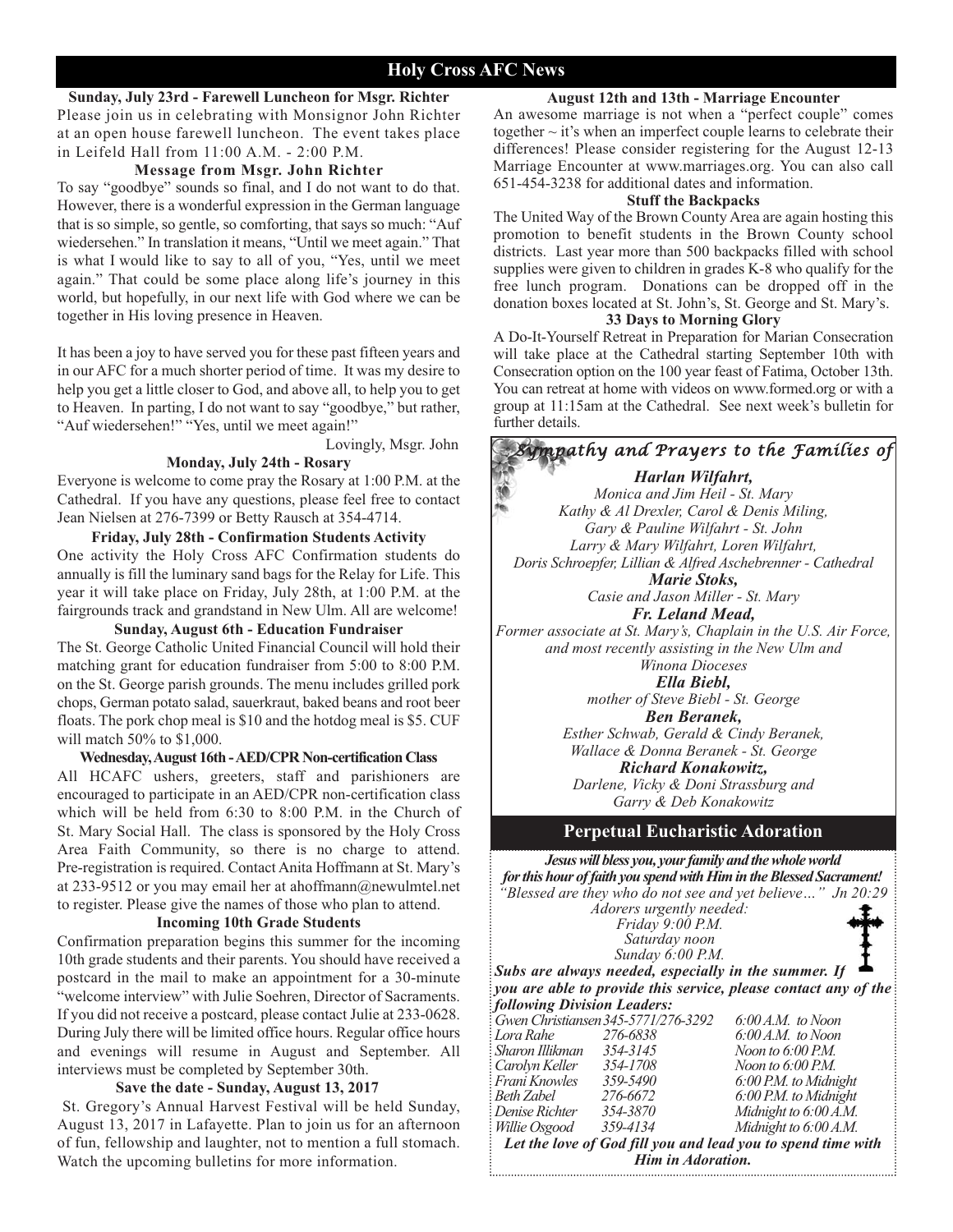# Holy Cross AFC News

**Sunday, July 23rd - Farewell Luncheon for Msgr. Richter**

Please join us in celebrating with Monsignor John Richter at an open house farewell luncheon. The event takes place in Leifeld Hall from 11:00 A.M. - 2:00 P.M.

**Message from Msgr. John Richter**

To say "goodbye" sounds so final, and I do not want to do that. However, there is a wonderful expression in the German language that is so simple, so gentle, so comforting, that says so much: "Auf wiedersehen." In translation it means, "Until we meet again." That is what I would like to say to all of you, "Yes, until we meet again." That could be some place along life's journey in this world, but hopefully, in our next life with God where we can be together in His loving presence in Heaven.

It has been a joy to have served you for these past fifteen years and in our AFC for a much shorter period of time. It was my desire to help you get a little closer to God, and above all, to help you to get to Heaven. In parting, I do not want to say "goodbye," but rather, "Auf wiedersehen!" "Yes, until we meet again!"

Lovingly, Msgr. John

**Monday, July 24th - Rosary**

Everyone is welcome to come pray the Rosary at 1:00 P.M. at the Cathedral. If you have any questions, please feel free to contact Jean Nielsen at 276-7399 or Betty Rausch at 354-4714.

**Friday, July 28th - Confirmation Students Activity**

One activity the Holy Cross AFC Confirmation students do annually is fill the luminary sand bags for the Relay for Life. This year it will take place on Friday, July 28th, at 1:00 P.M. at the fairgrounds track and grandstand in New Ulm. All are welcome!

**Sunday, August 6th - Education Fundraiser**

The St. George Catholic United Financial Council will hold their matching grant for education fundraiser from 5:00 to 8:00 P.M. on the St. George parish grounds. The menu includes grilled pork chops, German potato salad, sauerkraut, baked beans and root beer floats. The pork chop meal is $10 and the hotdog meal is $5. CUF will match 50% to $1,000.

**Wednesday, August 16th - AED/CPR Non-certification Class**

All HCAFC ushers, greeters, staff and parishioners are encouraged to participate in an AED/CPR non-certification class which will be held from 6:30 to 8:00 P.M. in the Church of St. Mary Social Hall. The class is sponsored by the Holy Cross Area Faith Community, so there is no charge to attend. Pre-registration is required. Contact Anita Hoffmann at St. Mary's at 233-9512 or you may email her at ahoffmann@newulmtel.net to register. Please give the names of those who plan to attend.

**Incoming 10th Grade Students**

Confirmation preparation begins this summer for the incoming 10th grade students and their parents. You should have received a postcard in the mail to make an appointment for a 30-minute "welcome interview" with Julie Soehren, Director of Sacraments. If you did not receive a postcard, please contact Julie at 233-0628. During July there will be limited office hours. Regular office hours and evenings will resume in August and September. All interviews must be completed by September 30th.

**Save the date - Sunday, August 13, 2017**

St. Gregory's Annual Harvest Festival will be held Sunday, August 13, 2017 in Lafayette. Plan to join us for an afternoon of fun, fellowship and laughter, not to mention a full stomach. Watch the upcoming bulletins for more information.

**August 12th and 13th - Marriage Encounter**

An awesome marriage is not when a "perfect couple" comes together ~ it's when an imperfect couple learns to celebrate their differences! Please consider registering for the August 12-13 Marriage Encounter at www.marriages.org. You can also call 651-454-3238 for additional dates and information.

**Stuff the Backpacks**

The United Way of the Brown County Area are again hosting this promotion to benefit students in the Brown County school districts. Last year more than 500 backpacks filled with school supplies were given to children in grades K-8 who qualify for the free lunch program. Donations can be dropped off in the donation boxes located at St. John's, St. George and St. Mary's.

**33 Days to Morning Glory**

A Do-It-Yourself Retreat in Preparation for Marian Consecration will take place at the Cathedral starting September 10th with Consecration option on the 100 year feast of Fatima, October 13th. You can retreat at home with videos on www.formed.org or with a group at 11:15am at the Cathedral. See next week's bulletin for further details.

## *Sympathy and Prayers to the Families of*

***Harlan Wilfahrt,***
*Monica and Jim Heil - St. Mary*
*Kathy & Al Drexler, Carol & Denis Miling,*
*Gary & Pauline Wilfahrt - St. John*
*Larry & Mary Wilfahrt, Loren Wilfahrt,*
*Doris Schroepfer, Lillian & Alfred Aschebrenner - Cathedral*

***Marie Stoks,***
*Casie and Jason Miller - St. Mary*

***Fr. Leland Mead,***
*Former associate at St. Mary's, Chaplain in the U.S. Air Force, and most recently assisting in the New Ulm and Winona Dioceses*

***Ella Biebl,***
*mother of Steve Biebl - St. George*

***Ben Beranek,***
*Esther Schwab, Gerald & Cindy Beranek,*
*Wallace & Donna Beranek - St. George*

***Richard Konakowitz,***
*Darlene, Vicky & Doni Strassburg and*
*Garry & Deb Konakowitz*

## Perpetual Eucharistic Adoration

***Jesus will bless you, your family and the whole world for this hour of faith you spend with Him in the Blessed Sacrament!***

*"Blessed are they who do not see and yet believe…" Jn 20:29*

*Adorers urgently needed:*
*Friday 9:00 P.M.*
*Saturday noon*
*Sunday 6:00 P.M.*

***Subs are always needed, especially in the summer. If you are able to provide this service, please contact any of the following Division Leaders:***

| | | |
|---|---|---|
| *Gwen Christiansen* | *345-5771/276-3292* | *6:00 A.M. to Noon* |
| *Lora Rahe* | *276-6838* | *6:00 A.M. to Noon* |
| *Sharon Illikman* | *354-3145* | *Noon to 6:00 P.M.* |
| *Carolyn Keller* | *354-1708* | *Noon to 6:00 P.M.* |
| *Frani Knowles* | *359-5490* | *6:00 P.M. to Midnight* |
| *Beth Zabel* | *276-6672* | *6:00 P.M. to Midnight* |
| *Denise Richter* | *354-3870* | *Midnight to 6:00 A.M.* |
| *Willie Osgood* | *359-4134* | *Midnight to 6:00 A.M.* |

***Let the love of God fill you and lead you to spend time with Him in Adoration.***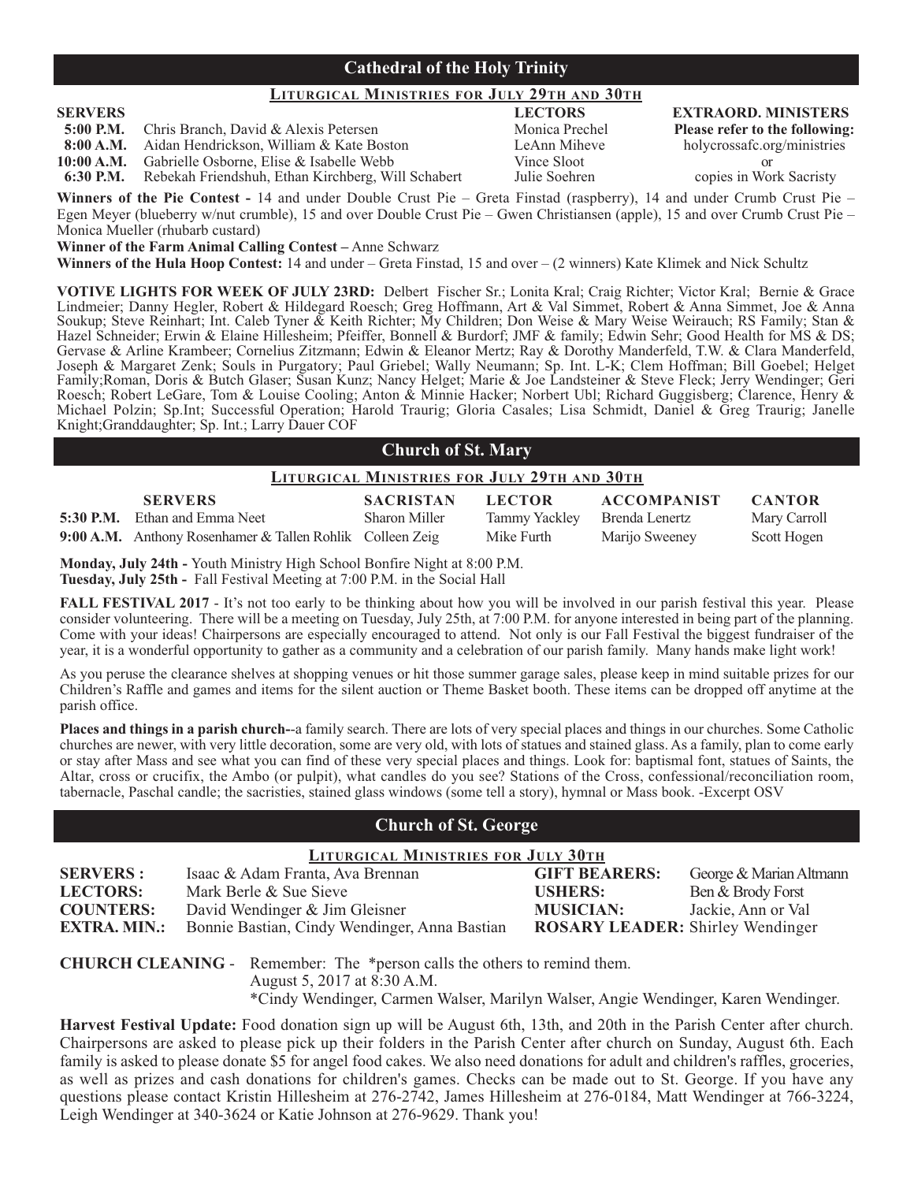## Cathedral of the Holy Trinity

### Liturgical Ministries for July 29th and 30th

| SERVERS | | LECTORS | EXTRAORD. MINISTERS |
|---|---|---|---|
| 5:00 P.M. | Chris Branch, David & Alexis Petersen | Monica Prechel | Please refer to the following: |
| 8:00 A.M. | Aidan Hendrickson, William & Kate Boston | LeAnn Miheve | holycrossafc.org/ministries |
| 10:00 A.M. | Gabrielle Osborne, Elise & Isabelle Webb | Vince Sloot | or |
| 6:30 P.M. | Rebekah Friendshuh, Ethan Kirchberg, Will Schabert | Julie Soehren | copies in Work Sacristy |

**Winners of the Pie Contest -** 14 and under Double Crust Pie – Greta Finstad (raspberry), 14 and under Crumb Crust Pie – Egen Meyer (blueberry w/nut crumble), 15 and over Double Crust Pie – Gwen Christiansen (apple), 15 and over Crumb Crust Pie – Monica Mueller (rhubarb custard)

**Winner of the Farm Animal Calling Contest –** Anne Schwarz

**Winners of the Hula Hoop Contest:** 14 and under – Greta Finstad, 15 and over – (2 winners) Kate Klimek and Nick Schultz

**VOTIVE LIGHTS FOR WEEK OF JULY 23RD:** Delbert Fischer Sr.; Lonita Kral; Craig Richter; Victor Kral; Bernie & Grace Lindmeier; Danny Hegler, Robert & Hildegard Roesch; Greg Hoffmann, Art & Val Simmet, Robert & Anna Simmet, Joe & Anna Soukup; Steve Reinhart; Int. Caleb Tyner & Keith Richter; My Children; Don Weise & Mary Weise Weirauch; RS Family; Stan & Hazel Schneider; Erwin & Elaine Hillesheim; Pfeiffer, Bonnell & Burdorf; JMF & family; Edwin Sehr; Good Health for MS & DS; Gervase & Arline Krambeer; Cornelius Zitzmann; Edwin & Eleanor Mertz; Ray & Dorothy Manderfeld, T.W. & Clara Manderfeld, Joseph & Margaret Zenk; Souls in Purgatory; Paul Griebel; Wally Neumann; Sp. Int. L-K; Clem Hoffman; Bill Goebel; Helget Family;Roman, Doris & Butch Glaser; Susan Kunz; Nancy Helget; Marie & Joe Landsteiner & Steve Fleck; Jerry Wendinger; Geri Roesch; Robert LeGare, Tom & Louise Cooling; Anton & Minnie Hacker; Norbert Ubl; Richard Guggisberg; Clarence, Henry & Michael Polzin; Sp.Int; Successful Operation; Harold Traurig; Gloria Casales; Lisa Schmidt, Daniel & Greg Traurig; Janelle Knight;Granddaughter; Sp. Int.; Larry Dauer COF

## Church of St. Mary

### Liturgical Ministries for July 29th and 30th

| | SERVERS | SACRISTAN | LECTOR | ACCOMPANIST | CANTOR |
|---|---|---|---|---|---|
| **5:30 P.M.** | Ethan and Emma Neet | Sharon Miller | Tammy Yackley | Brenda Lenertz | Mary Carroll |
| **9:00 A.M.** | Anthony Rosenhamer & Tallen Rohlik | Colleen Zeig | Mike Furth | Marijo Sweeney | Scott Hogen |

**Monday, July 24th -** Youth Ministry High School Bonfire Night at 8:00 P.M.
**Tuesday, July 25th -** Fall Festival Meeting at 7:00 P.M. in the Social Hall

**FALL FESTIVAL 2017** - It's not too early to be thinking about how you will be involved in our parish festival this year. Please consider volunteering. There will be a meeting on Tuesday, July 25th, at 7:00 P.M. for anyone interested in being part of the planning. Come with your ideas! Chairpersons are especially encouraged to attend. Not only is our Fall Festival the biggest fundraiser of the year, it is a wonderful opportunity to gather as a community and a celebration of our parish family. Many hands make light work!

As you peruse the clearance shelves at shopping venues or hit those summer garage sales, please keep in mind suitable prizes for our Children's Raffle and games and items for the silent auction or Theme Basket booth. These items can be dropped off anytime at the parish office.

**Places and things in a parish church-**-a family search. There are lots of very special places and things in our churches. Some Catholic churches are newer, with very little decoration, some are very old, with lots of statues and stained glass. As a family, plan to come early or stay after Mass and see what you can find of these very special places and things. Look for: baptismal font, statues of Saints, the Altar, cross or crucifix, the Ambo (or pulpit), what candles do you see? Stations of the Cross, confessional/reconciliation room, tabernacle, Paschal candle; the sacristies, stained glass windows (some tell a story), hymnal or Mass book. -Excerpt OSV

## Church of St. George

### Liturgical Ministries for July 30th

| | | | |
|---|---|---|---|
| **SERVERS :** | Isaac & Adam Franta, Ava Brennan | **GIFT BEARERS:** | George & Marian Altmann |
| **LECTORS:** | Mark Berle & Sue Sieve | **USHERS:** | Ben & Brody Forst |
| **COUNTERS:** | David Wendinger & Jim Gleisner | **MUSICIAN:** | Jackie, Ann or Val |
| **EXTRA. MIN.:** | Bonnie Bastian, Cindy Wendinger, Anna Bastian | **ROSARY LEADER:** | Shirley Wendinger |

**CHURCH CLEANING** - Remember: The *person calls the others to remind them.
August 5, 2017 at 8:30 A.M.
*Cindy Wendinger, Carmen Walser, Marilyn Walser, Angie Wendinger, Karen Wendinger.

**Harvest Festival Update:** Food donation sign up will be August 6th, 13th, and 20th in the Parish Center after church. Chairpersons are asked to please pick up their folders in the Parish Center after church on Sunday, August 6th. Each family is asked to please donate $5 for angel food cakes. We also need donations for adult and children's raffles, groceries, as well as prizes and cash donations for children's games. Checks can be made out to St. George. If you have any questions please contact Kristin Hillesheim at 276-2742, James Hillesheim at 276-0184, Matt Wendinger at 766-3224, Leigh Wendinger at 340-3624 or Katie Johnson at 276-9629. Thank you!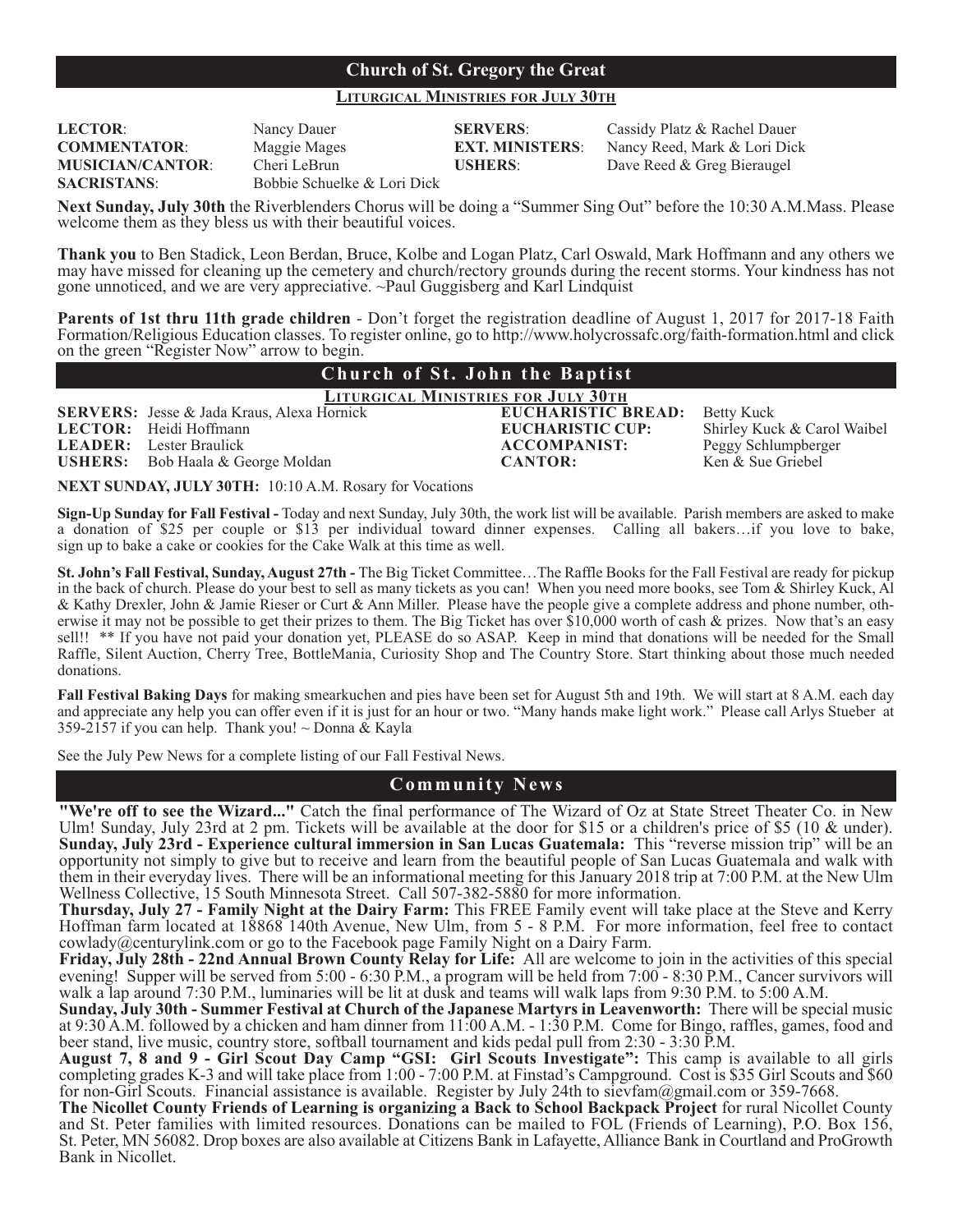## Church of St. Gregory the Great

### Liturgical Ministries for July 30th

| | | | |
|---|---|---|---|
| **LECTOR**: | Nancy Dauer | **SERVERS**: | Cassidy Platz & Rachel Dauer |
| **COMMENTATOR**: | Maggie Mages | **EXT. MINISTERS**: | Nancy Reed, Mark & Lori Dick |
| **MUSICIAN/CANTOR**: | Cheri LeBrun | **USHERS**: | Dave Reed & Greg Bieraugel |
| **SACRISTANS**: | Bobbie Schuelke & Lori Dick | | |

**Next Sunday, July 30th** the Riverblenders Chorus will be doing a "Summer Sing Out" before the 10:30 A.M.Mass. Please welcome them as they bless us with their beautiful voices.

**Thank you** to Ben Stadick, Leon Berdan, Bruce, Kolbe and Logan Platz, Carl Oswald, Mark Hoffmann and any others we may have missed for cleaning up the cemetery and church/rectory grounds during the recent storms. Your kindness has not gone unnoticed, and we are very appreciative. ~Paul Guggisberg and Karl Lindquist

**Parents of 1st thru 11th grade children** - Don't forget the registration deadline of August 1, 2017 for 2017-18 Faith Formation/Religious Education classes. To register online, go to http://www.holycrossafc.org/faith-formation.html and click on the green "Register Now" arrow to begin.

## Church of St. John the Baptist

### Liturgical Ministries for July 30th

| | | | |
|---|---|---|---|
| **SERVERS:** | Jesse & Jada Kraus, Alexa Hornick | **EUCHARISTIC BREAD:** | Betty Kuck |
| **LECTOR:** | Heidi Hoffmann | **EUCHARISTIC CUP:** | Shirley Kuck & Carol Waibel |
| **LEADER:** | Lester Braulick | **ACCOMPANIST:** | Peggy Schlumpberger |
| **USHERS:** | Bob Haala & George Moldan | **CANTOR:** | Ken & Sue Griebel |

**NEXT SUNDAY, JULY 30TH:** 10:10 A.M. Rosary for Vocations

**Sign-Up Sunday for Fall Festival -** Today and next Sunday, July 30th, the work list will be available. Parish members are asked to make a donation of $25 per couple or $13 per individual toward dinner expenses. Calling all bakers…if you love to bake, sign up to bake a cake or cookies for the Cake Walk at this time as well.

**St. John's Fall Festival, Sunday, August 27th -** The Big Ticket Committee…The Raffle Books for the Fall Festival are ready for pickup in the back of church. Please do your best to sell as many tickets as you can! When you need more books, see Tom & Shirley Kuck, Al & Kathy Drexler, John & Jamie Rieser or Curt & Ann Miller. Please have the people give a complete address and phone number, otherwise it may not be possible to get their prizes to them. The Big Ticket has over $10,000 worth of cash & prizes. Now that's an easy sell!! ** If you have not paid your donation yet, PLEASE do so ASAP. Keep in mind that donations will be needed for the Small Raffle, Silent Auction, Cherry Tree, BottleMania, Curiosity Shop and The Country Store. Start thinking about those much needed donations.

**Fall Festival Baking Days** for making smearkuchen and pies have been set for August 5th and 19th. We will start at 8 A.M. each day and appreciate any help you can offer even if it is just for an hour or two. "Many hands make light work." Please call Arlys Stueber at 359-2157 if you can help. Thank you! ~ Donna & Kayla

See the July Pew News for a complete listing of our Fall Festival News.

## Community News

**"We're off to see the Wizard..."** Catch the final performance of The Wizard of Oz at State Street Theater Co. in New Ulm! Sunday, July 23rd at 2 pm. Tickets will be available at the door for $15 or a children's price of $5 (10 & under).

**Sunday, July 23rd - Experience cultural immersion in San Lucas Guatemala:** This "reverse mission trip" will be an opportunity not simply to give but to receive and learn from the beautiful people of San Lucas Guatemala and walk with them in their everyday lives. There will be an informational meeting for this January 2018 trip at 7:00 P.M. at the New Ulm Wellness Collective, 15 South Minnesota Street. Call 507-382-5880 for more information.

**Thursday, July 27 - Family Night at the Dairy Farm:** This FREE Family event will take place at the Steve and Kerry Hoffman farm located at 18868 140th Avenue, New Ulm, from 5 - 8 P.M. For more information, feel free to contact cowlady@centurylink.com or go to the Facebook page Family Night on a Dairy Farm.

**Friday, July 28th - 22nd Annual Brown County Relay for Life:** All are welcome to join in the activities of this special evening! Supper will be served from 5:00 - 6:30 P.M., a program will be held from 7:00 - 8:30 P.M., Cancer survivors will walk a lap around 7:30 P.M., luminaries will be lit at dusk and teams will walk laps from 9:30 P.M. to 5:00 A.M.

**Sunday, July 30th - Summer Festival at Church of the Japanese Martyrs in Leavenworth:** There will be special music at 9:30 A.M. followed by a chicken and ham dinner from 11:00 A.M. - 1:30 P.M. Come for Bingo, raffles, games, food and beer stand, live music, country store, softball tournament and kids pedal pull from 2:30 - 3:30 P.M.

**August 7, 8 and 9 - Girl Scout Day Camp "GSI: Girl Scouts Investigate":** This camp is available to all girls completing grades K-3 and will take place from 1:00 - 7:00 P.M. at Finstad's Campground. Cost is $35 Girl Scouts and $60 for non-Girl Scouts. Financial assistance is available. Register by July 24th to sievfam@gmail.com or 359-7668.

**The Nicollet County Friends of Learning is organizing a Back to School Backpack Project** for rural Nicollet County and St. Peter families with limited resources. Donations can be mailed to FOL (Friends of Learning), P.O. Box 156, St. Peter, MN 56082. Drop boxes are also available at Citizens Bank in Lafayette, Alliance Bank in Courtland and ProGrowth Bank in Nicollet.